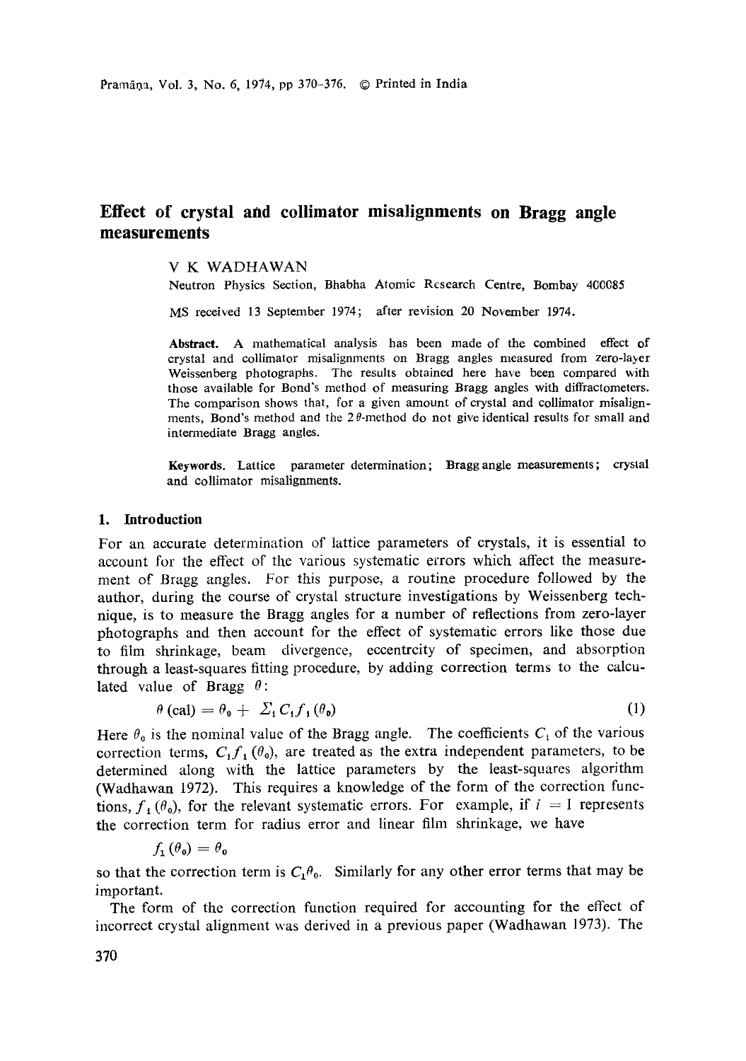# Effect of crystal and collimator misalignments on Bragg angle measurements

V K WADHAWAN

Neutron Physics Section, Bhabha Atomic Research Centre, Bombay 400085

MS received 13 September 1974; after revision 20 November 1974.

**Abstract.** A mathematical analysis has been made of the combined effect of crystal and collimator misalignments on Bragg angles measured from zero-layer Weissenberg photographs. The results obtained here have been compared with those available for Bond's method of measuring Bragg angles with diffractometers. The comparison shows that, for a given amount of crystal and collimator misalignments, Bond's method and the $2\theta$-method do not give identical results for small and intermediate Bragg angles.

**Keywords.** Lattice parameter determination; Bragg angle measurements; crystal and collimator misalignments.

## 1. Introduction

For an accurate determination of lattice parameters of crystals, it is essential to account for the effect of the various systematic errors which affect the measurement of Bragg angles. For this purpose, a routine procedure followed by the author, during the course of crystal structure investigations by Weissenberg technique, is to measure the Bragg angles for a number of reflections from zero-layer photographs and then account for the effect of systematic errors like those due to film shrinkage, beam divergence, eccentricity of specimen, and absorption through a least-squares fitting procedure, by adding correction terms to the calculated value of Bragg $\theta$:

$$\theta\,(\text{cal}) = \theta_0 + \Sigma_i C_i f_i(\theta_0) \tag{1}$$

Here $\theta_0$ is the nominal value of the Bragg angle. The coefficients $C_i$ of the various correction terms, $C_i f_i(\theta_0)$, are treated as the extra independent parameters, to be determined along with the lattice parameters by the least-squares algorithm (Wadhawan 1972). This requires a knowledge of the form of the correction functions, $f_i(\theta_0)$, for the relevant systematic errors. For example, if $i = 1$ represents the correction term for radius error and linear film shrinkage, we have

$$f_1(\theta_0) = \theta_0$$

so that the correction term is $C_1\theta_0$. Similarly for any other error terms that may be important.

The form of the correction function required for accounting for the effect of incorrect crystal alignment was derived in a previous paper (Wadhawan 1973). The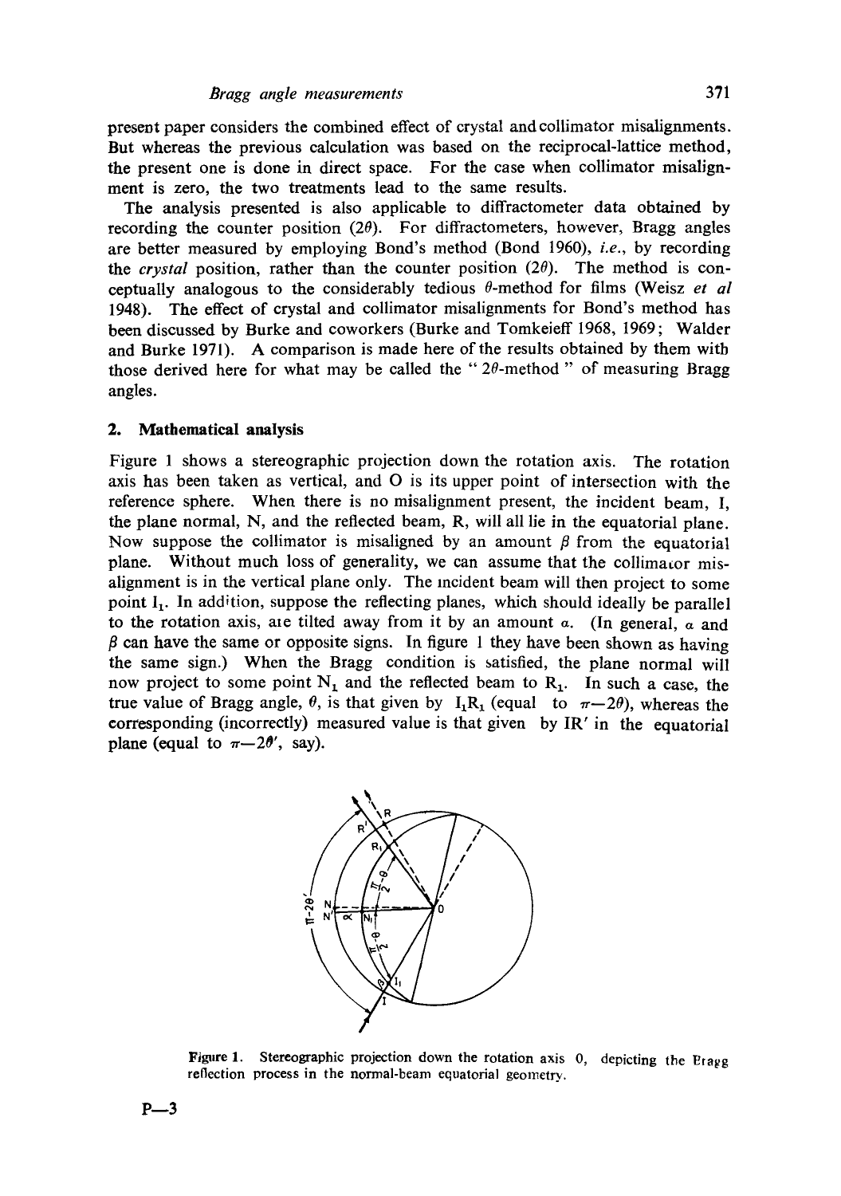present paper considers the combined effect of crystal and collimator misalignments. But whereas the previous calculation was based on the reciprocal-lattice method, the present one is done in direct space. For the case when collimator misalignment is zero, the two treatments lead to the same results.

The analysis presented is also applicable to diffractometer data obtained by recording the counter position ($2\theta$). For diffractometers, however, Bragg angles are better measured by employing Bond's method (Bond 1960), *i.e.*, by recording the *crystal* position, rather than the counter position ($2\theta$). The method is conceptually analogous to the considerably tedious $\theta$-method for films (Weisz *et al* 1948). The effect of crystal and collimator misalignments for Bond's method has been discussed by Burke and coworkers (Burke and Tomkeieff 1968, 1969; Walder and Burke 1971). A comparison is made here of the results obtained by them with those derived here for what may be called the "$2\theta$-method" of measuring Bragg angles.

## 2. Mathematical analysis

Figure 1 shows a stereographic projection down the rotation axis. The rotation axis has been taken as vertical, and O is its upper point of intersection with the reference sphere. When there is no misalignment present, the incident beam, I, the plane normal, N, and the reflected beam, R, will all lie in the equatorial plane. Now suppose the collimator is misaligned by an amount $\beta$ from the equatorial plane. Without much loss of generality, we can assume that the collimator misalignment is in the vertical plane only. The incident beam will then project to some point $I_1$. In addition, suppose the reflecting planes, which should ideally be parallel to the rotation axis, are tilted away from it by an amount $\alpha$. (In general, $\alpha$ and $\beta$ can have the same or opposite signs. In figure 1 they have been shown as having the same sign.) When the Bragg condition is satisfied, the plane normal will now project to some point $N_1$ and the reflected beam to $R_1$. In such a case, the true value of Bragg angle, $\theta$, is that given by $I_1R_1$ (equal to $\pi-2\theta$), whereas the corresponding (incorrectly) measured value is that given by $IR'$ in the equatorial plane (equal to $\pi-2\theta'$, say).

**Figure 1.** Stereographic projection down the rotation axis O, depicting the Bragg reflection process in the normal-beam equatorial geometry.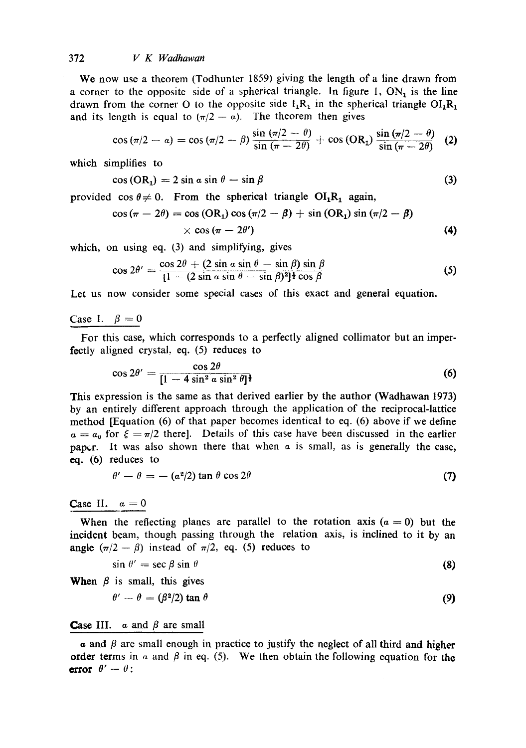We now use a theorem (Todhunter 1859) giving the length of a line drawn from a corner to the opposite side of a spherical triangle. In figure 1, $ON_1$ is the line drawn from the corner O to the opposite side $I_1R_1$ in the spherical triangle $OI_1R_1$ and its length is equal to $(\pi/2 - \alpha)$. The theorem then gives

$$\cos(\pi/2 - \alpha) = \cos(\pi/2 - \beta)\frac{\sin(\pi/2 - \theta)}{\sin(\pi - 2\theta)} + \cos(OR_1)\frac{\sin(\pi/2 - \theta)}{\sin(\pi - 2\theta)} \tag{2}$$

which simplifies to

$$\cos(OR_1) = 2\sin\alpha\sin\theta - \sin\beta \tag{3}$$

provided $\cos\theta \neq 0$. From the spherical triangle $OI_1R_1$ again,

$$\cos(\pi - 2\theta) = \cos(OR_1)\cos(\pi/2 - \beta) + \sin(OR_1)\sin(\pi/2 - \beta) \times \cos(\pi - 2\theta') \tag{4}$$

which, on using eq. (3) and simplifying, gives

$$\cos 2\theta' = \frac{\cos 2\theta + (2\sin\alpha\sin\theta - \sin\beta)\sin\beta}{[1 - (2\sin\alpha\sin\theta - \sin\beta)^2]^{\frac{1}{2}}\cos\beta} \tag{5}$$

Let us now consider some special cases of this exact and general equation.

## Case I. $\beta = 0$

For this case, which corresponds to a perfectly aligned collimator but an imperfectly aligned crystal, eq. (5) reduces to

$$\cos 2\theta' = \frac{\cos 2\theta}{[1 - 4\sin^2\alpha\sin^2\theta]^{\frac{1}{2}}} \tag{6}$$

This expression is the same as that derived earlier by the author (Wadhawan 1973) by an entirely different approach through the application of the reciprocal-lattice method [Equation (6) of that paper becomes identical to eq. (6) above if we define $\alpha = \alpha_0$ for $\xi = \pi/2$ there]. Details of this case have been discussed in the earlier paper. It was also shown there that when $\alpha$ is small, as is generally the case, eq. (6) reduces to

$$\theta' - \theta = -(\alpha^2/2)\tan\theta\cos 2\theta \tag{7}$$

## Case II. $\alpha = 0$

When the reflecting planes are parallel to the rotation axis ($\alpha = 0$) but the incident beam, though passing through the relation axis, is inclined to it by an angle $(\pi/2 - \beta)$ instead of $\pi/2$, eq. (5) reduces to

$$\sin\theta' = \sec\beta\sin\theta \tag{8}$$

When $\beta$ is small, this gives

$$\theta' - \theta = (\beta^2/2)\tan\theta \tag{9}$$

## Case III. $\alpha$ and $\beta$ are small

$\alpha$ and $\beta$ are small enough in practice to justify the neglect of all third and higher order terms in $\alpha$ and $\beta$ in eq. (5). We then obtain the following equation for the error $\theta' - \theta$: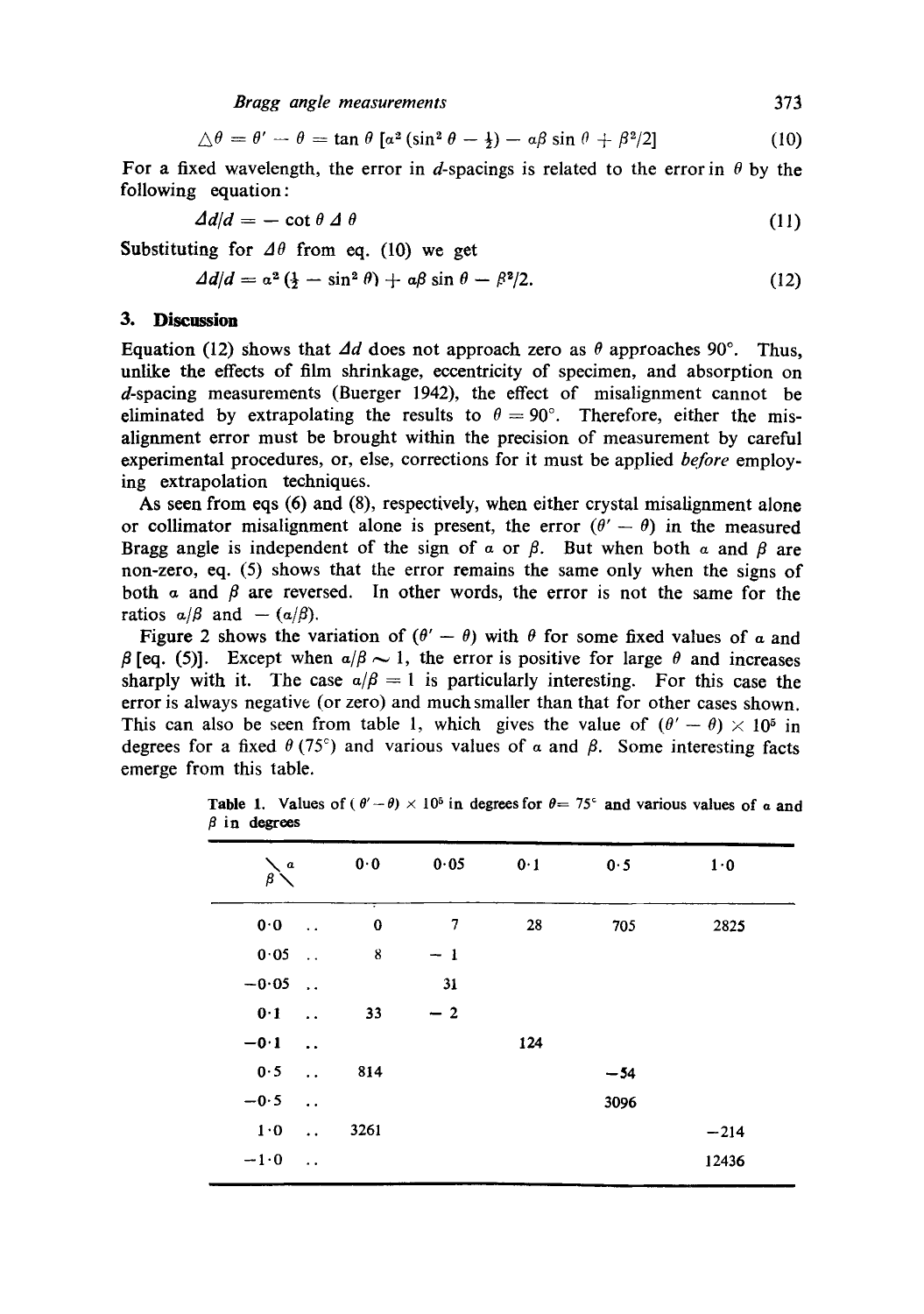$$\triangle \theta = \theta' - \theta = \tan \theta \, [\alpha^2 (\sin^2 \theta - \tfrac{1}{2}) - \alpha\beta \sin \theta + \beta^2/2] \tag{10}$$

For a fixed wavelength, the error in $d$-spacings is related to the error in $\theta$ by the following equation:

$$\Delta d/d = - \cot \theta \, \Delta \theta \tag{11}$$

Substituting for $\Delta \theta$ from eq. (10) we get

$$\Delta d/d = \alpha^2 (\tfrac{1}{2} - \sin^2 \theta) + \alpha\beta \sin \theta - \beta^2/2. \tag{12}$$

## 3. Discussion

Equation (12) shows that $\Delta d$ does not approach zero as $\theta$ approaches 90°. Thus, unlike the effects of film shrinkage, eccentricity of specimen, and absorption on $d$-spacing measurements (Buerger 1942), the effect of misalignment cannot be eliminated by extrapolating the results to $\theta = 90°$. Therefore, either the misalignment error must be brought within the precision of measurement by careful experimental procedures, or, else, corrections for it must be applied *before* employing extrapolation techniques.

As seen from eqs (6) and (8), respectively, when either crystal misalignment alone or collimator misalignment alone is present, the error $(\theta' - \theta)$ in the measured Bragg angle is independent of the sign of $\alpha$ or $\beta$. But when both $\alpha$ and $\beta$ are non-zero, eq. (5) shows that the error remains the same only when the signs of both $\alpha$ and $\beta$ are reversed. In other words, the error is not the same for the ratios $\alpha/\beta$ and $-(\alpha/\beta)$.

Figure 2 shows the variation of $(\theta' - \theta)$ with $\theta$ for some fixed values of $\alpha$ and $\beta$ [eq. (5)]. Except when $\alpha/\beta \sim 1$, the error is positive for large $\theta$ and increases sharply with it. The case $\alpha/\beta = 1$ is particularly interesting. For this case the error is always negative (or zero) and much smaller than that for other cases shown. This can also be seen from table 1, which gives the value of $(\theta' - \theta) \times 10^5$ in degrees for a fixed $\theta$ (75°) and various values of $\alpha$ and $\beta$. Some interesting facts emerge from this table.

**Table 1.** Values of $(\theta' - \theta) \times 10^5$ in degrees for $\theta = 75°$ and various values of $\alpha$ and $\beta$ in degrees

| $\beta$ \ $\alpha$ | 0·0 | 0·05 | 0·1 | 0·5 | 1·0 |
|---|---|---|---|---|---|
| 0·0 | 0 | 7 | 28 | 705 | 2825 |
| 0·05 | 8 | −1 | | | |
| −0·05 | | 31 | | | |
| 0·1 | 33 | −2 | | | |
| −0·1 | | | 124 | | |
| 0·5 | 814 | | | −54 | |
| −0·5 | | | | 3096 | |
| 1·0 | 3261 | | | | −214 |
| −1·0 | | | | | 12436 |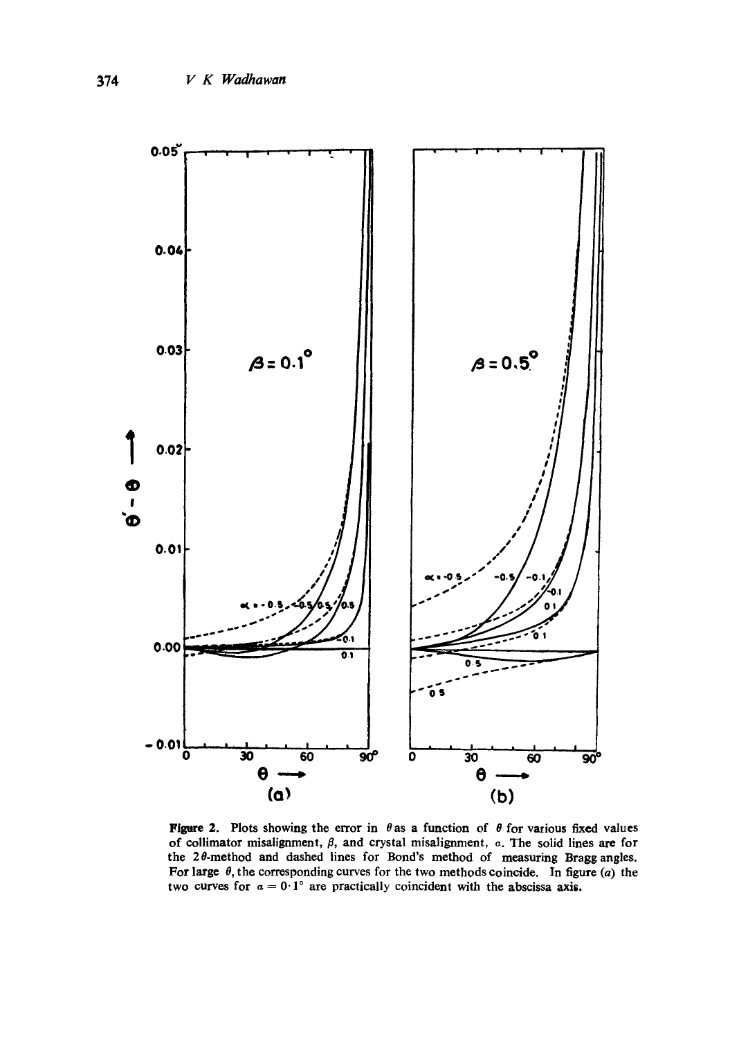Figure 2. Plots showing the error in $\theta$ as a function of $\theta$ for various fixed values of collimator misalignment, $\beta$, and crystal misalignment, $\alpha$. The solid lines are for the $2\theta$-method and dashed lines for Bond's method of measuring Bragg angles. For large $\theta$, the corresponding curves for the two methods coincide. In figure (a) the two curves for $\alpha = 0{\cdot}1°$ are practically coincident with the abscissa axis.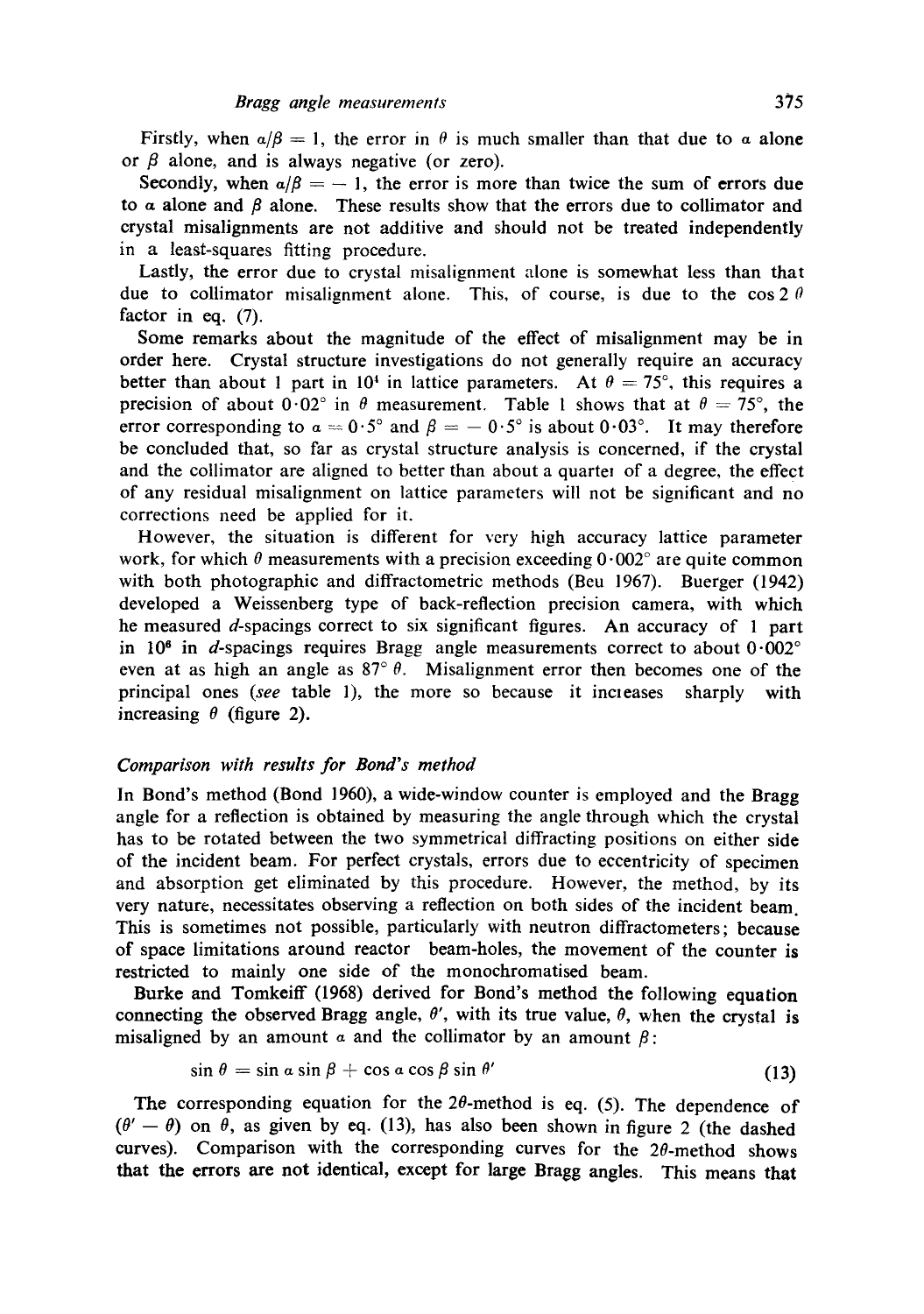Firstly, when $\alpha/\beta = 1$, the error in $\theta$ is much smaller than that due to $\alpha$ alone or $\beta$ alone, and is always negative (or zero).

Secondly, when $\alpha/\beta = -1$, the error is more than twice the sum of errors due to $\alpha$ alone and $\beta$ alone. These results show that the errors due to collimator and crystal misalignments are not additive and should not be treated independently in a least-squares fitting procedure.

Lastly, the error due to crystal misalignment alone is somewhat less than that due to collimator misalignment alone. This, of course, is due to the $\cos 2\theta$ factor in eq. (7).

Some remarks about the magnitude of the effect of misalignment may be in order here. Crystal structure investigations do not generally require an accuracy better than about 1 part in $10^4$ in lattice parameters. At $\theta = 75°$, this requires a precision of about $0{\cdot}02°$ in $\theta$ measurement. Table 1 shows that at $\theta = 75°$, the error corresponding to $\alpha = 0{\cdot}5°$ and $\beta = -0{\cdot}5°$ is about $0{\cdot}03°$. It may therefore be concluded that, so far as crystal structure analysis is concerned, if the crystal and the collimator are aligned to better than about a quarter of a degree, the effect of any residual misalignment on lattice parameters will not be significant and no corrections need be applied for it.

However, the situation is different for very high accuracy lattice parameter work, for which $\theta$ measurements with a precision exceeding $0{\cdot}002°$ are quite common with both photographic and diffractometric methods (Beu 1967). Buerger (1942) developed a Weissenberg type of back-reflection precision camera, with which he measured $d$-spacings correct to six significant figures. An accuracy of 1 part in $10^6$ in $d$-spacings requires Bragg angle measurements correct to about $0{\cdot}002°$ even at as high an angle as $87°$ $\theta$. Misalignment error then becomes one of the principal ones (*see* table 1), the more so because it increases sharply with increasing $\theta$ (figure 2).

### *Comparison with results for Bond's method*

In Bond's method (Bond 1960), a wide-window counter is employed and the Bragg angle for a reflection is obtained by measuring the angle through which the crystal has to be rotated between the two symmetrical diffracting positions on either side of the incident beam. For perfect crystals, errors due to eccentricity of specimen and absorption get eliminated by this procedure. However, the method, by its very nature, necessitates observing a reflection on both sides of the incident beam. This is sometimes not possible, particularly with neutron diffractometers; because of space limitations around reactor beam-holes, the movement of the counter is restricted to mainly one side of the monochromatised beam.

Burke and Tomkeiff (1968) derived for Bond's method the following equation connecting the observed Bragg angle, $\theta'$, with its true value, $\theta$, when the crystal is misaligned by an amount $\alpha$ and the collimator by an amount $\beta$:

$$\sin\theta = \sin\alpha \sin\beta + \cos\alpha \cos\beta \sin\theta' \tag{13}$$

The corresponding equation for the $2\theta$-method is eq. (5). The dependence of $(\theta' - \theta)$ on $\theta$, as given by eq. (13), has also been shown in figure 2 (the dashed curves). Comparison with the corresponding curves for the $2\theta$-method shows that the errors are not identical, except for large Bragg angles. This means that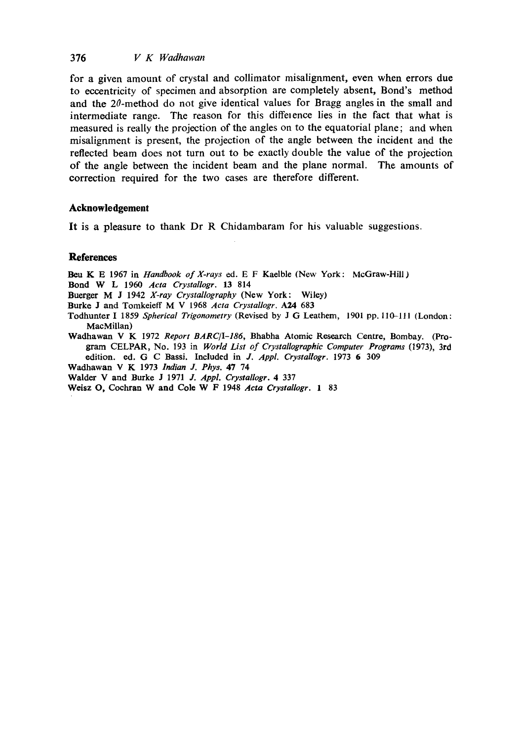for a given amount of crystal and collimator misalignment, even when errors due to eccentricity of specimen and absorption are completely absent, Bond's method and the $2\theta$-method do not give identical values for Bragg angles in the small and intermediate range. The reason for this difference lies in the fact that what is measured is really the projection of the angles on to the equatorial plane; and when misalignment is present, the projection of the angle between the incident and the reflected beam does not turn out to be exactly double the value of the projection of the angle between the incident beam and the plane normal. The amounts of correction required for the two cases are therefore different.

## Acknowledgement

It is a pleasure to thank Dr R Chidambaram for his valuable suggestions.

## References

Beu K E 1967 in *Handbook of X-rays* ed. E F Kaelble (New York: McGraw-Hill)

Bond W L 1960 *Acta Crystallogr.* **13** 814

Buerger M J 1942 *X-ray Crystallography* (New York: Wiley)

Burke J and Tomkeieff M V 1968 *Acta Crystallogr.* **A24** 683

Todhunter I 1859 *Spherical Trigonometry* (Revised by J G Leathem, 1901 pp. 110–111 (London: MacMillan)

Wadhawan V K 1972 *Report BARC/I-186*, Bhabha Atomic Research Centre, Bombay. (Program CELPAR, No. 193 in *World List of Crystallographic Computer Programs* (1973), 3rd edition. ed. G C Bassi. Included in *J. Appl. Crystallogr.* 1973 **6** 309

Wadhawan V K 1973 *Indian J. Phys.* **47** 74

Walder V and Burke J 1971 *J. Appl. Crystallogr.* **4** 337

Weisz O, Cochran W and Cole W F 1948 *Acta Crystallogr.* **1** 83